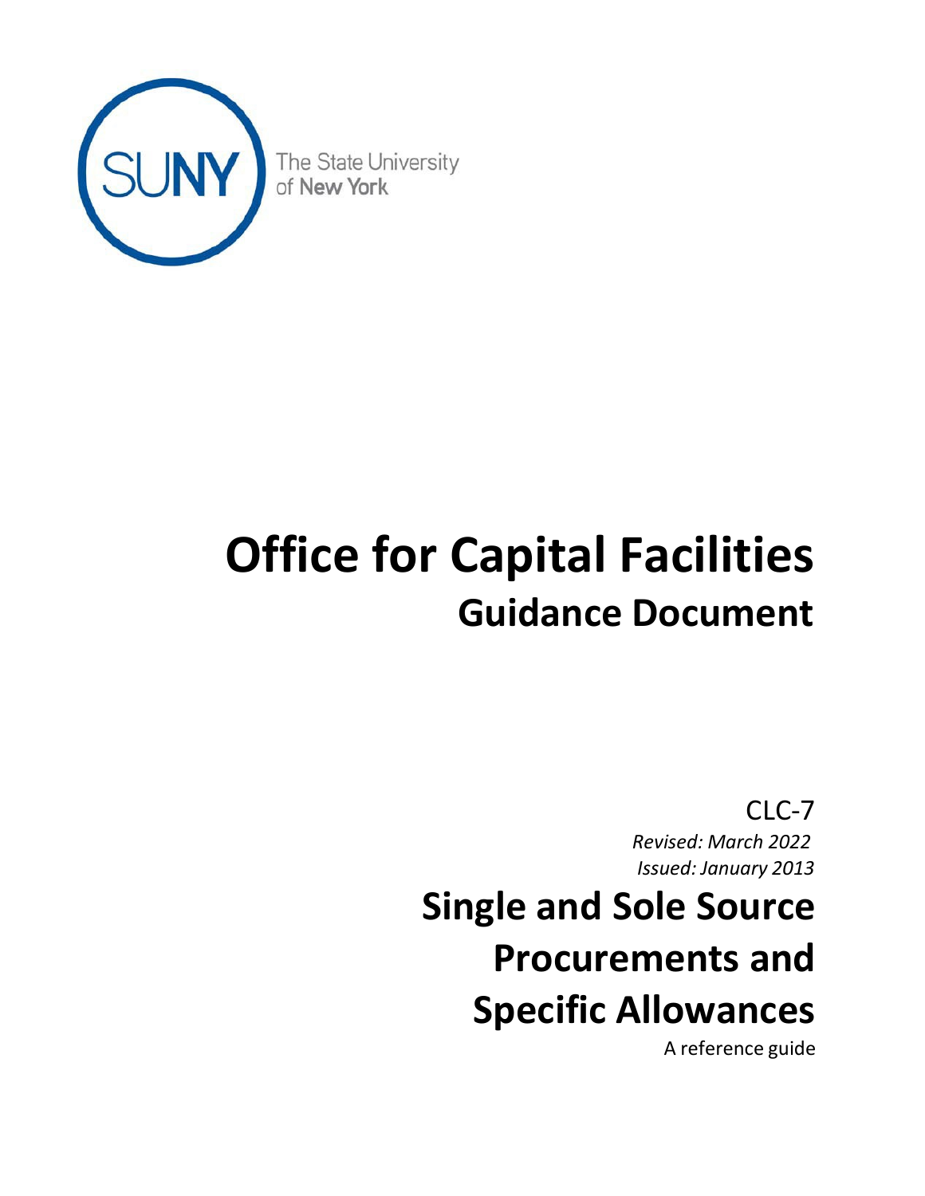The State University of New York

# Office for Capital Facilities

## Guidance Document

CLC-7

*Revised: March 2022*

*Issued: January 2013*

# Single and Sole Source Procurements and Specific Allowances

A reference guide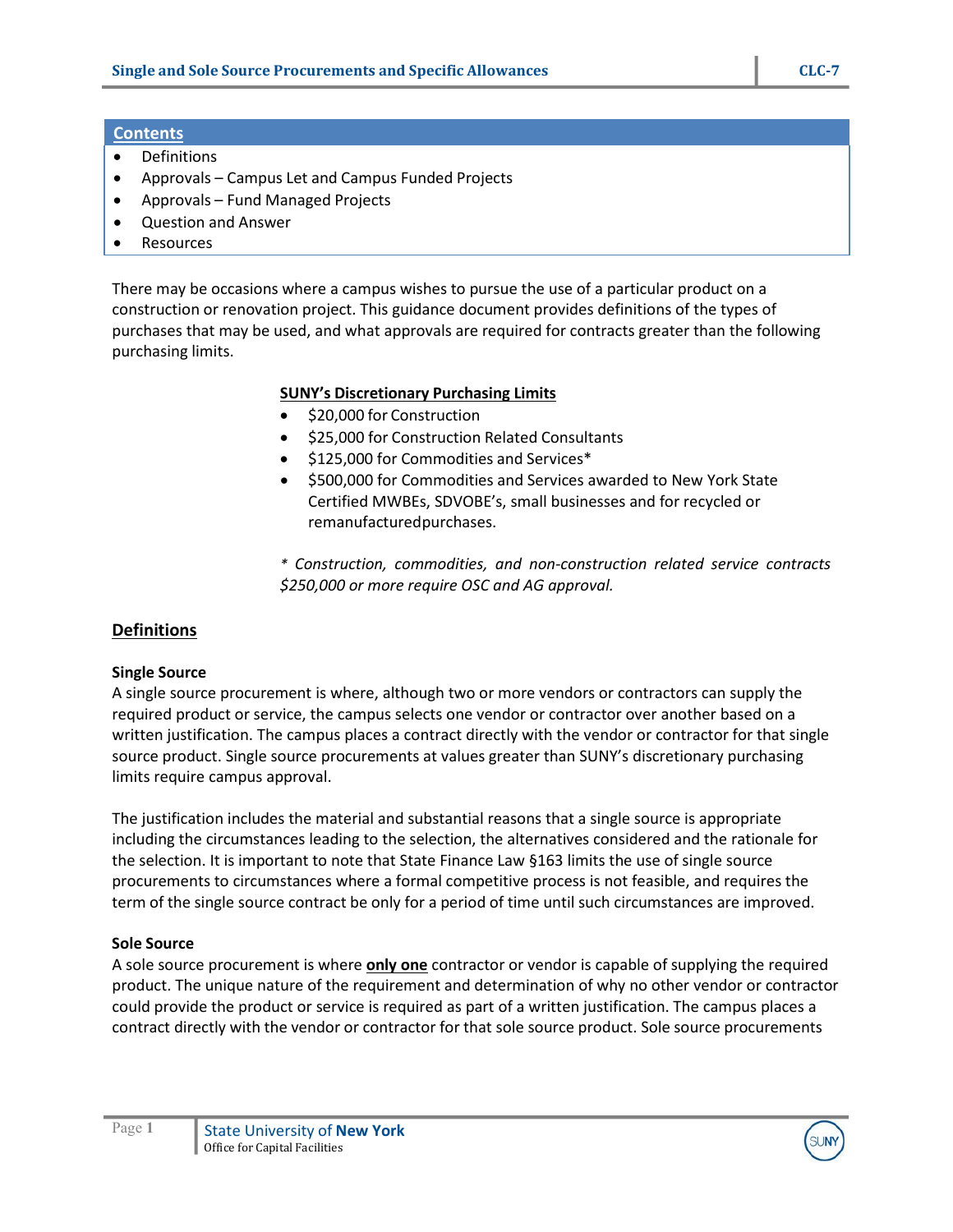## Contents

- Definitions
- Approvals – Campus Let and Campus Funded Projects
- Approvals – Fund Managed Projects
- Question and Answer
- Resources

There may be occasions where a campus wishes to pursue the use of a particular product on a construction or renovation project. This guidance document provides definitions of the types of purchases that may be used, and what approvals are required for contracts greater than the following purchasing limits.

**SUNY's Discretionary Purchasing Limits**

- $20,000 for Construction
- $25,000 for Construction Related Consultants
- $125,000 for Commodities and Services*
- $500,000 for Commodities and Services awarded to New York State Certified MWBEs, SDVOBE's, small businesses and for recycled or remanufacturedpurchases.

*\* Construction, commodities, and non-construction related service contracts $250,000 or more require OSC and AG approval.*

## Definitions

**Single Source**

A single source procurement is where, although two or more vendors or contractors can supply the required product or service, the campus selects one vendor or contractor over another based on a written justification. The campus places a contract directly with the vendor or contractor for that single source product. Single source procurements at values greater than SUNY's discretionary purchasing limits require campus approval.

The justification includes the material and substantial reasons that a single source is appropriate including the circumstances leading to the selection, the alternatives considered and the rationale for the selection. It is important to note that State Finance Law §163 limits the use of single source procurements to circumstances where a formal competitive process is not feasible, and requires the term of the single source contract be only for a period of time until such circumstances are improved.

**Sole Source**

A sole source procurement is where **only one** contractor or vendor is capable of supplying the required product. The unique nature of the requirement and determination of why no other vendor or contractor could provide the product or service is required as part of a written justification. The campus places a contract directly with the vendor or contractor for that sole source product. Sole source procurements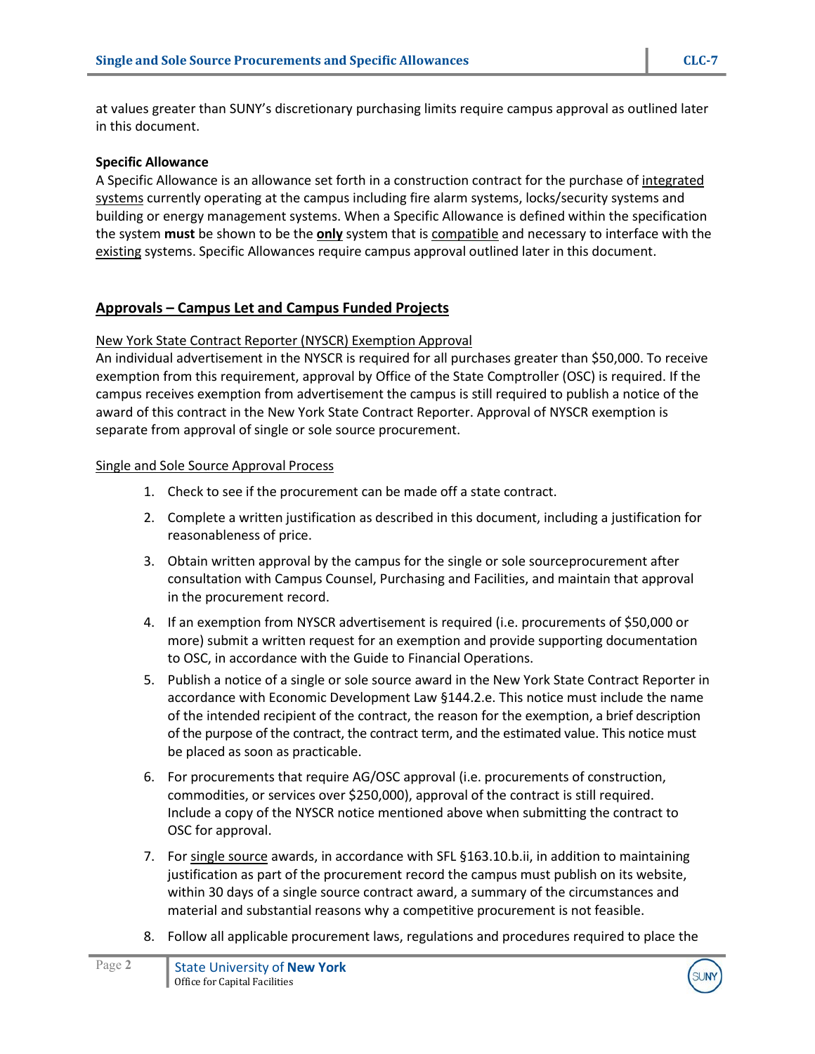at values greater than SUNY's discretionary purchasing limits require campus approval as outlined later in this document.

**Specific Allowance**

A Specific Allowance is an allowance set forth in a construction contract for the purchase of integrated systems currently operating at the campus including fire alarm systems, locks/security systems and building or energy management systems. When a Specific Allowance is defined within the specification the system **must** be shown to be the **only** system that is compatible and necessary to interface with the existing systems. Specific Allowances require campus approval outlined later in this document.

## Approvals – Campus Let and Campus Funded Projects

New York State Contract Reporter (NYSCR) Exemption Approval

An individual advertisement in the NYSCR is required for all purchases greater than $50,000. To receive exemption from this requirement, approval by Office of the State Comptroller (OSC) is required. If the campus receives exemption from advertisement the campus is still required to publish a notice of the award of this contract in the New York State Contract Reporter. Approval of NYSCR exemption is separate from approval of single or sole source procurement.

Single and Sole Source Approval Process

1. Check to see if the procurement can be made off a state contract.
2. Complete a written justification as described in this document, including a justification for reasonableness of price.
3. Obtain written approval by the campus for the single or sole sourceprocurement after consultation with Campus Counsel, Purchasing and Facilities, and maintain that approval in the procurement record.
4. If an exemption from NYSCR advertisement is required (i.e. procurements of $50,000 or more) submit a written request for an exemption and provide supporting documentation to OSC, in accordance with the Guide to Financial Operations.
5. Publish a notice of a single or sole source award in the New York State Contract Reporter in accordance with Economic Development Law §144.2.e. This notice must include the name of the intended recipient of the contract, the reason for the exemption, a brief description of the purpose of the contract, the contract term, and the estimated value. This notice must be placed as soon as practicable.
6. For procurements that require AG/OSC approval (i.e. procurements of construction, commodities, or services over $250,000), approval of the contract is still required. Include a copy of the NYSCR notice mentioned above when submitting the contract to OSC for approval.
7. For single source awards, in accordance with SFL §163.10.b.ii, in addition to maintaining justification as part of the procurement record the campus must publish on its website, within 30 days of a single source contract award, a summary of the circumstances and material and substantial reasons why a competitive procurement is not feasible.
8. Follow all applicable procurement laws, regulations and procedures required to place the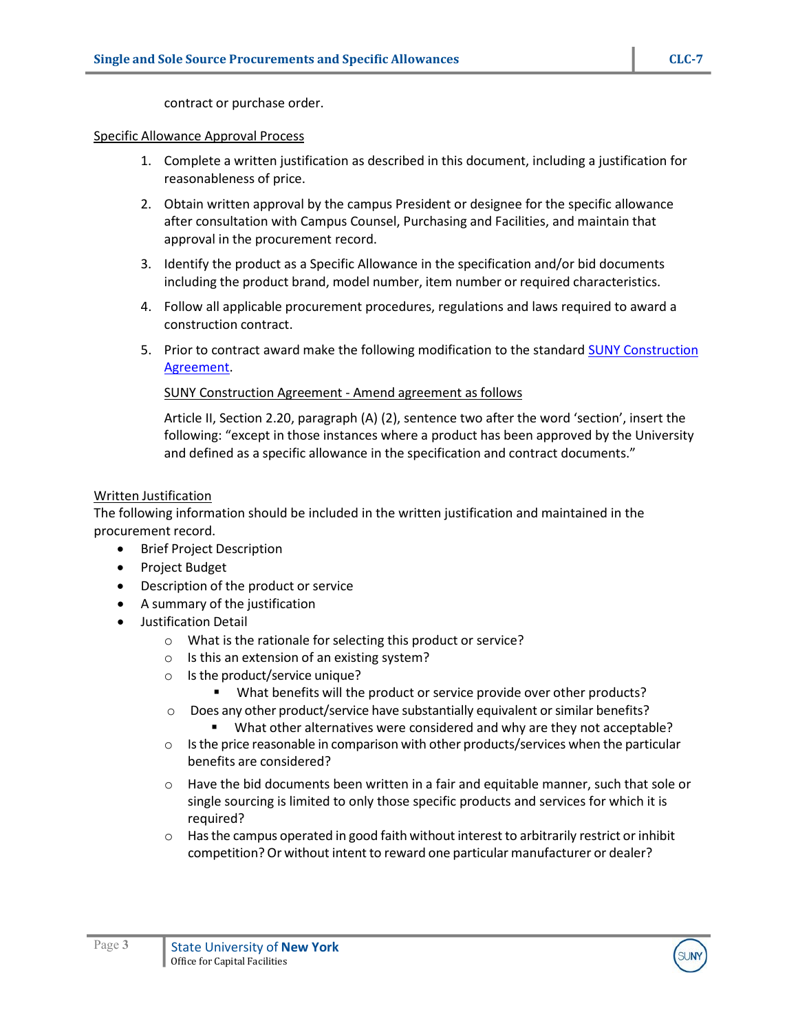contract or purchase order.

Specific Allowance Approval Process

1. Complete a written justification as described in this document, including a justification for reasonableness of price.
2. Obtain written approval by the campus President or designee for the specific allowance after consultation with Campus Counsel, Purchasing and Facilities, and maintain that approval in the procurement record.
3. Identify the product as a Specific Allowance in the specification and/or bid documents including the product brand, model number, item number or required characteristics.
4. Follow all applicable procurement procedures, regulations and laws required to award a construction contract.
5. Prior to contract award make the following modification to the standard SUNY Construction Agreement.

   SUNY Construction Agreement - Amend agreement as follows

   Article II, Section 2.20, paragraph (A) (2), sentence two after the word 'section', insert the following: "except in those instances where a product has been approved by the University and defined as a specific allowance in the specification and contract documents."

Written Justification

The following information should be included in the written justification and maintained in the procurement record.

- Brief Project Description
- Project Budget
- Description of the product or service
- A summary of the justification
- Justification Detail
  - What is the rationale for selecting this product or service?
  - Is this an extension of an existing system?
  - Is the product/service unique?
    - What benefits will the product or service provide over other products?
  - Does any other product/service have substantially equivalent or similar benefits?
    - What other alternatives were considered and why are they not acceptable?
  - Is the price reasonable in comparison with other products/services when the particular benefits are considered?
  - Have the bid documents been written in a fair and equitable manner, such that sole or single sourcing is limited to only those specific products and services for which it is required?
  - Has the campus operated in good faith without interest to arbitrarily restrict or inhibit competition? Or without intent to reward one particular manufacturer or dealer?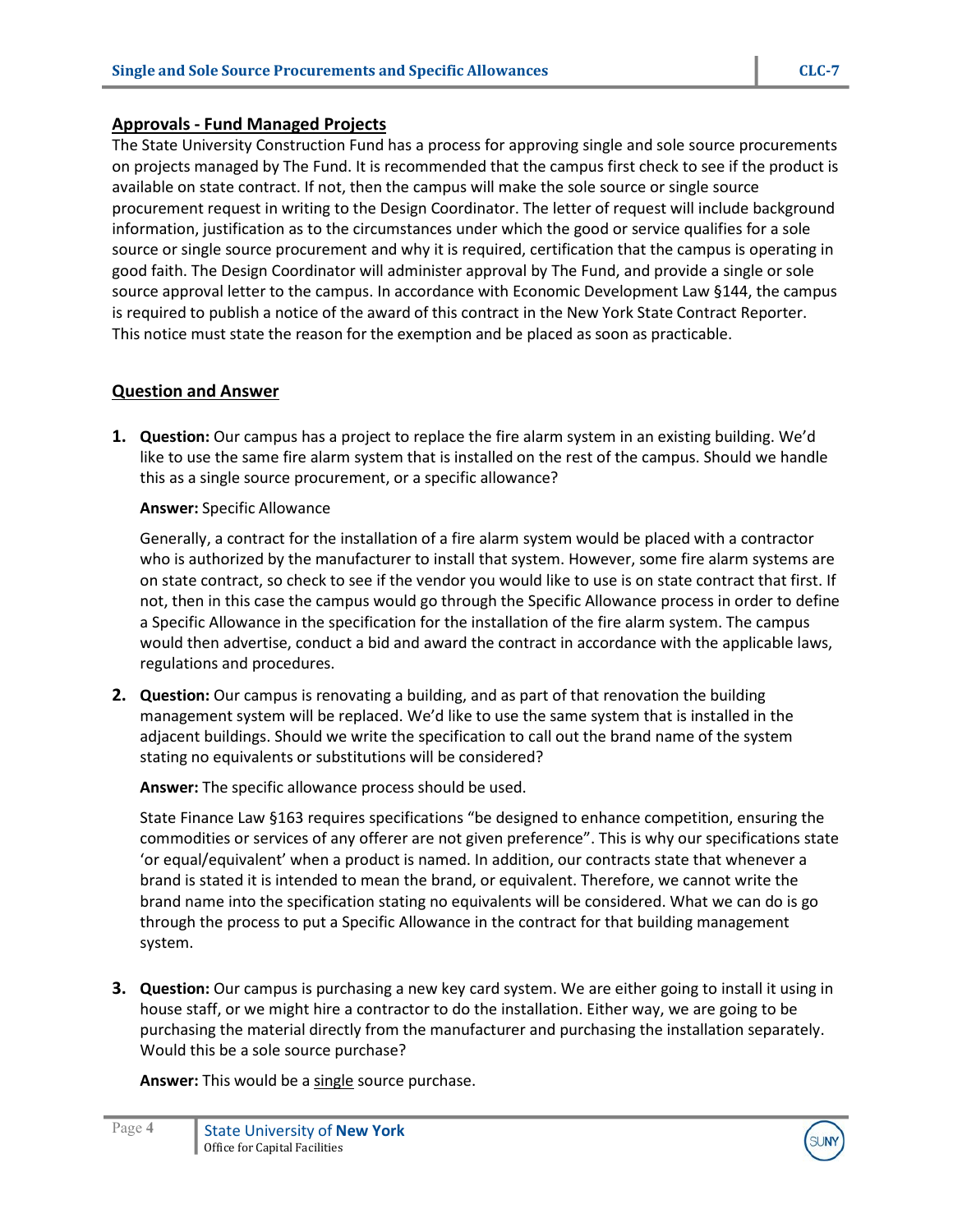## Approvals - Fund Managed Projects

The State University Construction Fund has a process for approving single and sole source procurements on projects managed by The Fund. It is recommended that the campus first check to see if the product is available on state contract. If not, then the campus will make the sole source or single source procurement request in writing to the Design Coordinator. The letter of request will include background information, justification as to the circumstances under which the good or service qualifies for a sole source or single source procurement and why it is required, certification that the campus is operating in good faith. The Design Coordinator will administer approval by The Fund, and provide a single or sole source approval letter to the campus. In accordance with Economic Development Law §144, the campus is required to publish a notice of the award of this contract in the New York State Contract Reporter. This notice must state the reason for the exemption and be placed as soon as practicable.

## Question and Answer

1. **Question:** Our campus has a project to replace the fire alarm system in an existing building. We'd like to use the same fire alarm system that is installed on the rest of the campus. Should we handle this as a single source procurement, or a specific allowance?

   **Answer:** Specific Allowance

   Generally, a contract for the installation of a fire alarm system would be placed with a contractor who is authorized by the manufacturer to install that system. However, some fire alarm systems are on state contract, so check to see if the vendor you would like to use is on state contract that first. If not, then in this case the campus would go through the Specific Allowance process in order to define a Specific Allowance in the specification for the installation of the fire alarm system. The campus would then advertise, conduct a bid and award the contract in accordance with the applicable laws, regulations and procedures.

2. **Question:** Our campus is renovating a building, and as part of that renovation the building management system will be replaced. We'd like to use the same system that is installed in the adjacent buildings. Should we write the specification to call out the brand name of the system stating no equivalents or substitutions will be considered?

   **Answer:** The specific allowance process should be used.

   State Finance Law §163 requires specifications "be designed to enhance competition, ensuring the commodities or services of any offerer are not given preference". This is why our specifications state 'or equal/equivalent' when a product is named. In addition, our contracts state that whenever a brand is stated it is intended to mean the brand, or equivalent. Therefore, we cannot write the brand name into the specification stating no equivalents will be considered. What we can do is go through the process to put a Specific Allowance in the contract for that building management system.

3. **Question:** Our campus is purchasing a new key card system. We are either going to install it using in house staff, or we might hire a contractor to do the installation. Either way, we are going to be purchasing the material directly from the manufacturer and purchasing the installation separately. Would this be a sole source purchase?

   **Answer:** This would be a <u>single</u> source purchase.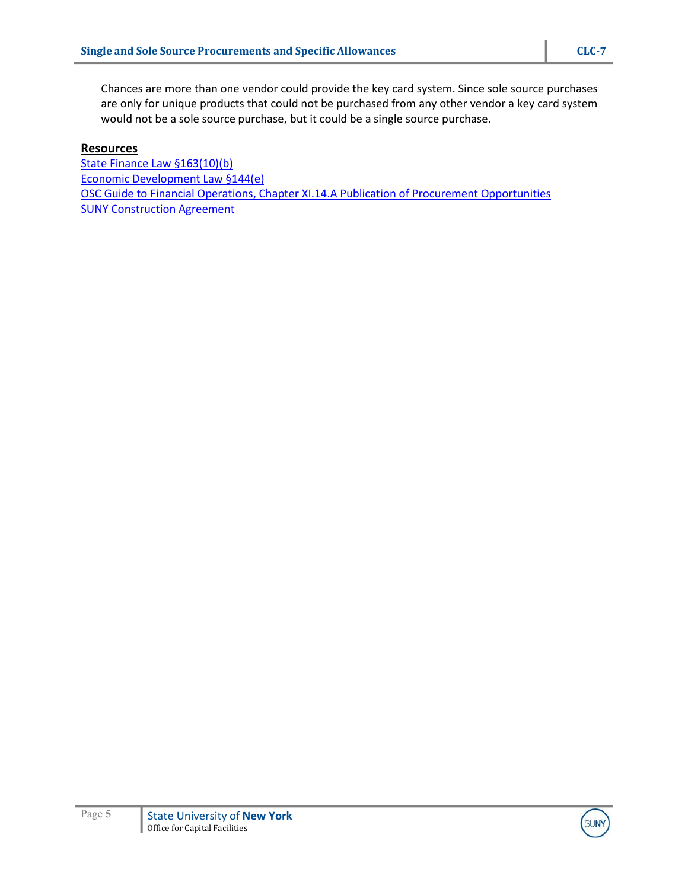Chances are more than one vendor could provide the key card system. Since sole source purchases are only for unique products that could not be purchased from any other vendor a key card system would not be a sole source purchase, but it could be a single source purchase.

**Resources**

State Finance Law §163(10)(b)
Economic Development Law §144(e)
OSC Guide to Financial Operations, Chapter XI.14.A Publication of Procurement Opportunities
SUNY Construction Agreement